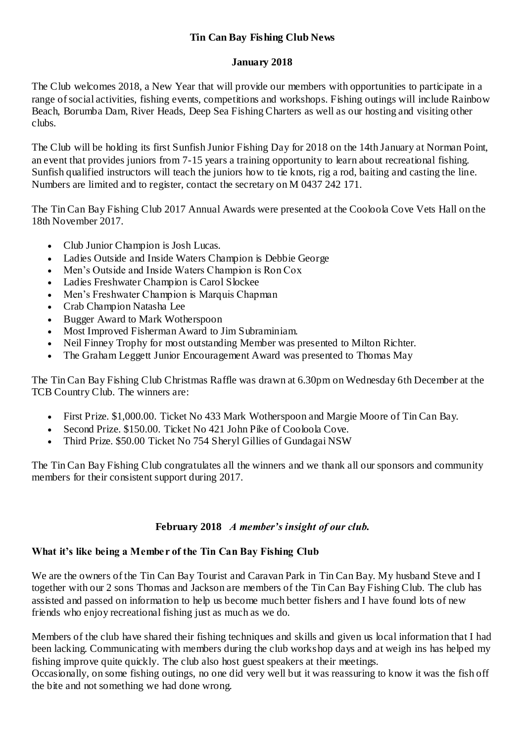# Tin Can Bay Fishing Club News

## January 2018

The Club welcomes 2018, a New Year that will provide our members with opportunities to participate in a range of social activities, fishing events, competitions and workshops. Fishing outings will include Rainbow Beach, Borumba Dam, River Heads, Deep Sea Fishing Charters as well as our hosting and visiting other clubs.

The Club will be holding its first Sunfish Junior Fishing Day for 2018 on the 14th January at Norman Point, an event that provides juniors from 7-15 years a training opportunity to learn about recreational fishing. Sunfish qualified instructors will teach the juniors how to tie knots, rig a rod, baiting and casting the line. Numbers are limited and to register, contact the secretary on M 0437 242 171.

The Tin Can Bay Fishing Club 2017 Annual Awards were presented at the Cooloola Cove Vets Hall on the 18th November 2017.

- Club Junior Champion is Josh Lucas.
- Ladies Outside and Inside Waters Champion is Debbie George
- Men's Outside and Inside Waters Champion is Ron Cox
- Ladies Freshwater Champion is Carol Slockee
- Men's Freshwater Champion is Marquis Chapman
- Crab Champion Natasha Lee
- Bugger Award to Mark Wotherspoon
- Most Improved Fisherman Award to Jim Subraminiam.
- Neil Finney Trophy for most outstanding Member was presented to Milton Richter.
- The Graham Leggett Junior Encouragement Award was presented to Thomas May

The Tin Can Bay Fishing Club Christmas Raffle was drawn at 6.30pm on Wednesday 6th December at the TCB Country Club. The winners are:

- First Prize. $1,000.00. Ticket No 433 Mark Wotherspoon and Margie Moore of Tin Can Bay.
- Second Prize. $150.00. Ticket No 421 John Pike of Cooloola Cove.
- Third Prize. $50.00 Ticket No 754 Sheryl Gillies of Gundagai NSW

The Tin Can Bay Fishing Club congratulates all the winners and we thank all our sponsors and community members for their consistent support during 2017.

## February 2018 *A member's insight of our club.*

### What it's like being a Member of the Tin Can Bay Fishing Club

We are the owners of the Tin Can Bay Tourist and Caravan Park in Tin Can Bay. My husband Steve and I together with our 2 sons Thomas and Jackson are members of the Tin Can Bay Fishing Club. The club has assisted and passed on information to help us become much better fishers and I have found lots of new friends who enjoy recreational fishing just as much as we do.

Members of the club have shared their fishing techniques and skills and given us local information that I had been lacking. Communicating with members during the club workshop days and at weigh ins has helped my fishing improve quite quickly. The club also host guest speakers at their meetings.
Occasionally, on some fishing outings, no one did very well but it was reassuring to know it was the fish off the bite and not something we had done wrong.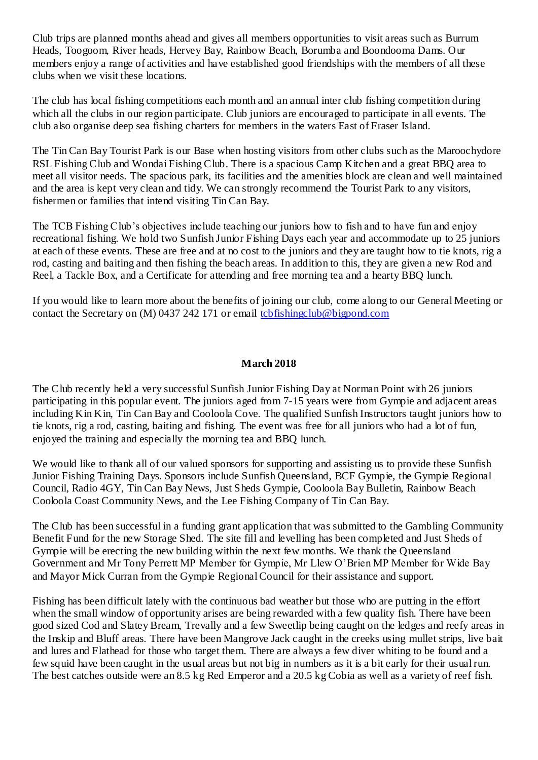Club trips are planned months ahead and gives all members opportunities to visit areas such as Burrum Heads, Toogoom, River heads, Hervey Bay, Rainbow Beach, Borumba and Boondooma Dams. Our members enjoy a range of activities and have established good friendships with the members of all these clubs when we visit these locations.

The club has local fishing competitions each month and an annual inter club fishing competition during which all the clubs in our region participate. Club juniors are encouraged to participate in all events. The club also organise deep sea fishing charters for members in the waters East of Fraser Island.

The Tin Can Bay Tourist Park is our Base when hosting visitors from other clubs such as the Maroochydore RSL Fishing Club and Wondai Fishing Club. There is a spacious Camp Kitchen and a great BBQ area to meet all visitor needs. The spacious park, its facilities and the amenities block are clean and well maintained and the area is kept very clean and tidy. We can strongly recommend the Tourist Park to any visitors, fishermen or families that intend visiting Tin Can Bay.

The TCB Fishing Club's objectives include teaching our juniors how to fish and to have fun and enjoy recreational fishing. We hold two Sunfish Junior Fishing Days each year and accommodate up to 25 juniors at each of these events. These are free and at no cost to the juniors and they are taught how to tie knots, rig a rod, casting and baiting and then fishing the beach areas. In addition to this, they are given a new Rod and Reel, a Tackle Box, and a Certificate for attending and free morning tea and a hearty BBQ lunch.

If you would like to learn more about the benefits of joining our club, come along to our General Meeting or contact the Secretary on (M) 0437 242 171 or email tcbfishingclub@bigpond.com

**March 2018**

The Club recently held a very successful Sunfish Junior Fishing Day at Norman Point with 26 juniors participating in this popular event. The juniors aged from 7-15 years were from Gympie and adjacent areas including Kin Kin, Tin Can Bay and Cooloola Cove. The qualified Sunfish Instructors taught juniors how to tie knots, rig a rod, casting, baiting and fishing. The event was free for all juniors who had a lot of fun, enjoyed the training and especially the morning tea and BBQ lunch.

We would like to thank all of our valued sponsors for supporting and assisting us to provide these Sunfish Junior Fishing Training Days. Sponsors include Sunfish Queensland, BCF Gympie, the Gympie Regional Council, Radio 4GY, Tin Can Bay News, Just Sheds Gympie, Cooloola Bay Bulletin, Rainbow Beach Cooloola Coast Community News, and the Lee Fishing Company of Tin Can Bay.

The Club has been successful in a funding grant application that was submitted to the Gambling Community Benefit Fund for the new Storage Shed. The site fill and levelling has been completed and Just Sheds of Gympie will be erecting the new building within the next few months. We thank the Queensland Government and Mr Tony Perrett MP Member for Gympie, Mr Llew O'Brien MP Member for Wide Bay and Mayor Mick Curran from the Gympie Regional Council for their assistance and support.

Fishing has been difficult lately with the continuous bad weather but those who are putting in the effort when the small window of opportunity arises are being rewarded with a few quality fish. There have been good sized Cod and Slatey Bream, Trevally and a few Sweetlip being caught on the ledges and reefy areas in the Inskip and Bluff areas. There have been Mangrove Jack caught in the creeks using mullet strips, live bait and lures and Flathead for those who target them. There are always a few diver whiting to be found and a few squid have been caught in the usual areas but not big in numbers as it is a bit early for their usual run. The best catches outside were an 8.5 kg Red Emperor and a 20.5 kg Cobia as well as a variety of reef fish.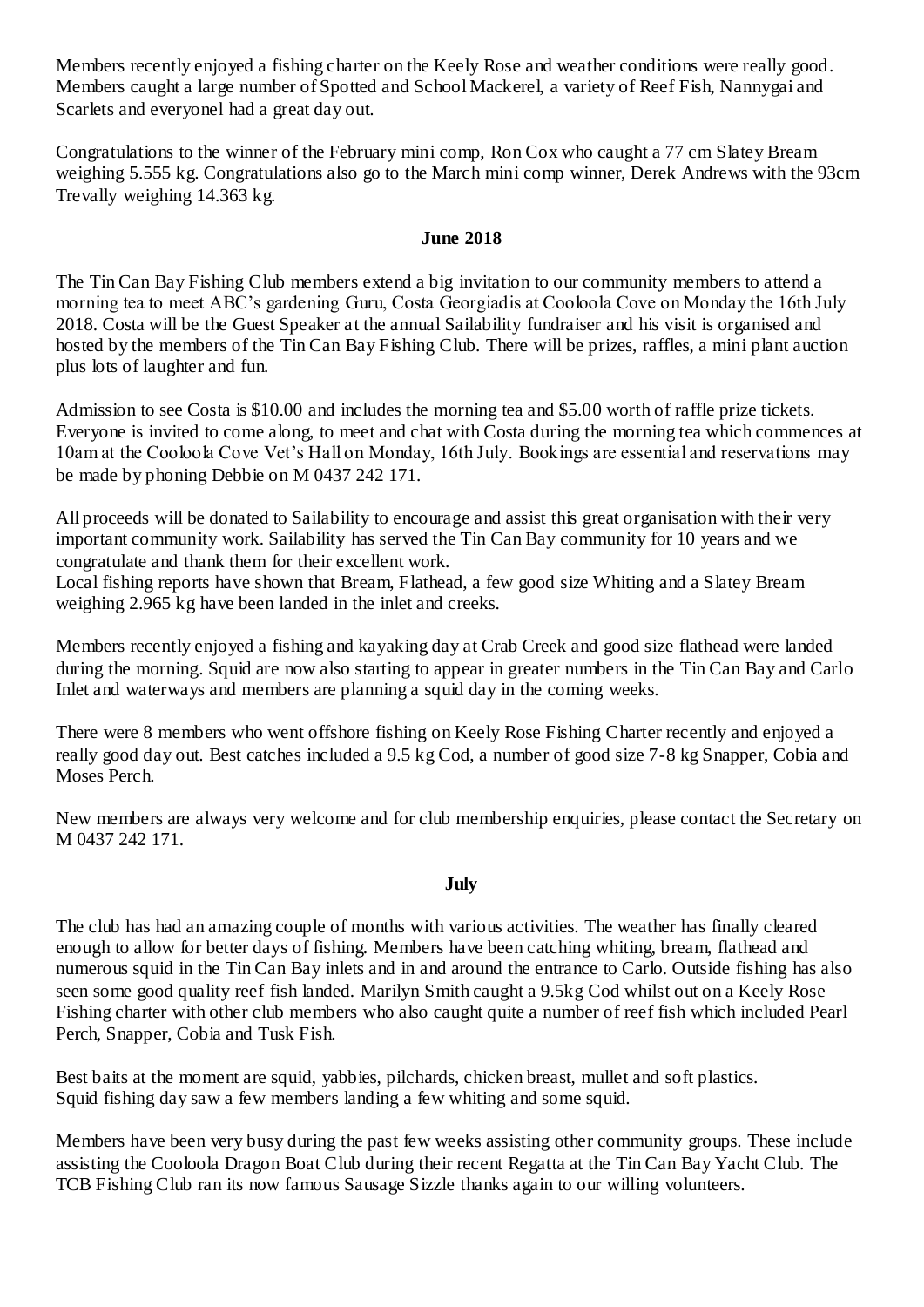Members recently enjoyed a fishing charter on the Keely Rose and weather conditions were really good. Members caught a large number of Spotted and School Mackerel, a variety of Reef Fish, Nannygai and Scarlets and everyonel had a great day out.

Congratulations to the winner of the February mini comp, Ron Cox who caught a 77 cm Slatey Bream weighing 5.555 kg. Congratulations also go to the March mini comp winner, Derek Andrews with the 93cm Trevally weighing 14.363 kg.

## June 2018

The Tin Can Bay Fishing Club members extend a big invitation to our community members to attend a morning tea to meet ABC's gardening Guru, Costa Georgiadis at Cooloola Cove on Monday the 16th July 2018. Costa will be the Guest Speaker at the annual Sailability fundraiser and his visit is organised and hosted by the members of the Tin Can Bay Fishing Club. There will be prizes, raffles, a mini plant auction plus lots of laughter and fun.

Admission to see Costa is $10.00 and includes the morning tea and $5.00 worth of raffle prize tickets. Everyone is invited to come along, to meet and chat with Costa during the morning tea which commences at 10am at the Cooloola Cove Vet's Hall on Monday, 16th July. Bookings are essential and reservations may be made by phoning Debbie on M 0437 242 171.

All proceeds will be donated to Sailability to encourage and assist this great organisation with their very important community work. Sailability has served the Tin Can Bay community for 10 years and we congratulate and thank them for their excellent work.
Local fishing reports have shown that Bream, Flathead, a few good size Whiting and a Slatey Bream weighing 2.965 kg have been landed in the inlet and creeks.

Members recently enjoyed a fishing and kayaking day at Crab Creek and good size flathead were landed during the morning. Squid are now also starting to appear in greater numbers in the Tin Can Bay and Carlo Inlet and waterways and members are planning a squid day in the coming weeks.

There were 8 members who went offshore fishing on Keely Rose Fishing Charter recently and enjoyed a really good day out. Best catches included a 9.5 kg Cod, a number of good size 7-8 kg Snapper, Cobia and Moses Perch.

New members are always very welcome and for club membership enquiries, please contact the Secretary on M 0437 242 171.

## July

The club has had an amazing couple of months with various activities. The weather has finally cleared enough to allow for better days of fishing. Members have been catching whiting, bream, flathead and numerous squid in the Tin Can Bay inlets and in and around the entrance to Carlo. Outside fishing has also seen some good quality reef fish landed. Marilyn Smith caught a 9.5kg Cod whilst out on a Keely Rose Fishing charter with other club members who also caught quite a number of reef fish which included Pearl Perch, Snapper, Cobia and Tusk Fish.

Best baits at the moment are squid, yabbies, pilchards, chicken breast, mullet and soft plastics.
Squid fishing day saw a few members landing a few whiting and some squid.

Members have been very busy during the past few weeks assisting other community groups. These include assisting the Cooloola Dragon Boat Club during their recent Regatta at the Tin Can Bay Yacht Club. The TCB Fishing Club ran its now famous Sausage Sizzle thanks again to our willing volunteers.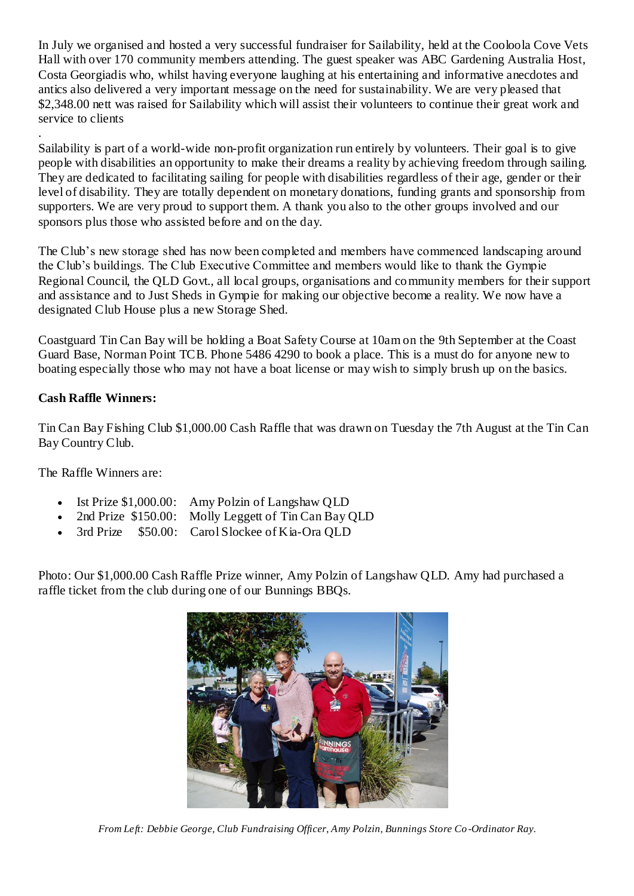In July we organised and hosted a very successful fundraiser for Sailability, held at the Cooloola Cove Vets Hall with over 170 community members attending. The guest speaker was ABC Gardening Australia Host, Costa Georgiadis who, whilst having everyone laughing at his entertaining and informative anecdotes and antics also delivered a very important message on the need for sustainability. We are very pleased that $2,348.00 nett was raised for Sailability which will assist their volunteers to continue their great work and service to clients

.

Sailability is part of a world-wide non-profit organization run entirely by volunteers. Their goal is to give people with disabilities an opportunity to make their dreams a reality by achieving freedom through sailing. They are dedicated to facilitating sailing for people with disabilities regardless of their age, gender or their level of disability. They are totally dependent on monetary donations, funding grants and sponsorship from supporters. We are very proud to support them. A thank you also to the other groups involved and our sponsors plus those who assisted before and on the day.

The Club's new storage shed has now been completed and members have commenced landscaping around the Club's buildings. The Club Executive Committee and members would like to thank the Gympie Regional Council, the QLD Govt., all local groups, organisations and community members for their support and assistance and to Just Sheds in Gympie for making our objective become a reality. We now have a designated Club House plus a new Storage Shed.

Coastguard Tin Can Bay will be holding a Boat Safety Course at 10am on the 9th September at the Coast Guard Base, Norman Point TCB. Phone 5486 4290 to book a place. This is a must do for anyone new to boating especially those who may not have a boat license or may wish to simply brush up on the basics.

**Cash Raffle Winners:**

Tin Can Bay Fishing Club $1,000.00 Cash Raffle that was drawn on Tuesday the 7th August at the Tin Can Bay Country Club.

The Raffle Winners are:

- Ist Prize $1,000.00: Amy Polzin of Langshaw QLD
- 2nd Prize $150.00: Molly Leggett of Tin Can Bay QLD
- 3rd Prize $50.00: Carol Slockee of Kia-Ora QLD

Photo: Our $1,000.00 Cash Raffle Prize winner, Amy Polzin of Langshaw QLD. Amy had purchased a raffle ticket from the club during one of our Bunnings BBQs.

*From Left: Debbie George, Club Fundraising Officer, Amy Polzin, Bunnings Store Co-Ordinator Ray.*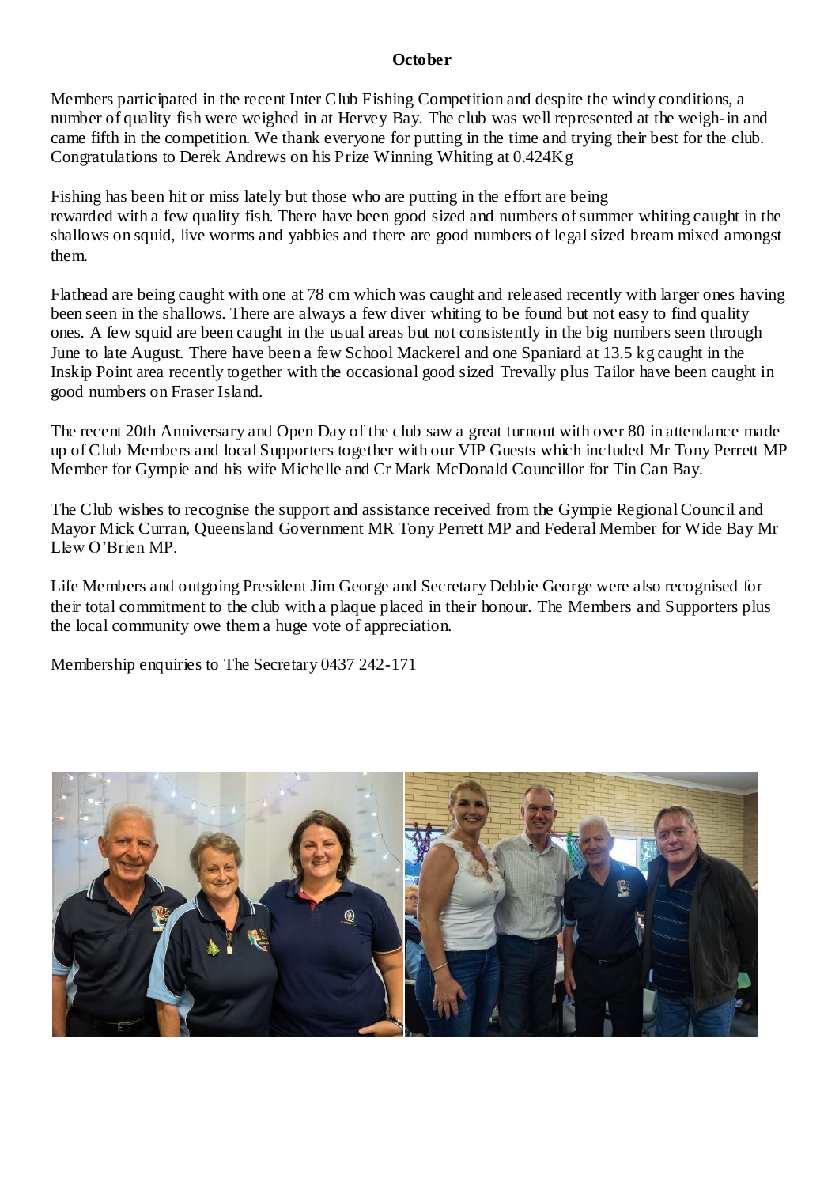**October**

Members participated in the recent Inter Club Fishing Competition and despite the windy conditions, a number of quality fish were weighed in at Hervey Bay. The club was well represented at the weigh-in and came fifth in the competition. We thank everyone for putting in the time and trying their best for the club. Congratulations to Derek Andrews on his Prize Winning Whiting at 0.424Kg

Fishing has been hit or miss lately but those who are putting in the effort are being rewarded with a few quality fish. There have been good sized and numbers of summer whiting caught in the shallows on squid, live worms and yabbies and there are good numbers of legal sized bream mixed amongst them.

Flathead are being caught with one at 78 cm which was caught and released recently with larger ones having been seen in the shallows. There are always a few diver whiting to be found but not easy to find quality ones. A few squid are been caught in the usual areas but not consistently in the big numbers seen through June to late August. There have been a few School Mackerel and one Spaniard at 13.5 kg caught in the Inskip Point area recently together with the occasional good sized Trevally plus Tailor have been caught in good numbers on Fraser Island.

The recent 20th Anniversary and Open Day of the club saw a great turnout with over 80 in attendance made up of Club Members and local Supporters together with our VIP Guests which included Mr Tony Perrett MP Member for Gympie and his wife Michelle and Cr Mark McDonald Councillor for Tin Can Bay.

The Club wishes to recognise the support and assistance received from the Gympie Regional Council and Mayor Mick Curran, Queensland Government MR Tony Perrett MP and Federal Member for Wide Bay Mr Llew O'Brien MP.

Life Members and outgoing President Jim George and Secretary Debbie George were also recognised for their total commitment to the club with a plaque placed in their honour. The Members and Supporters plus the local community owe them a huge vote of appreciation.

Membership enquiries to The Secretary 0437 242-171